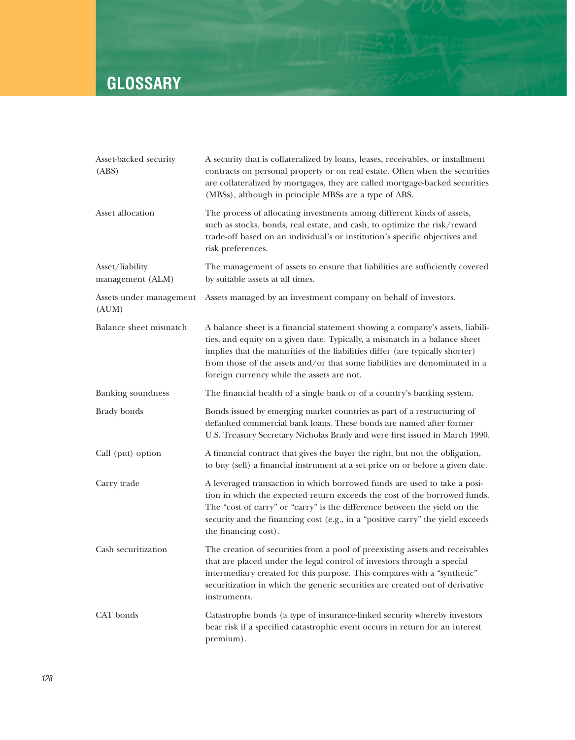# GLOSSARY

| | |
|---|---|
| Asset-backed security (ABS) | A security that is collateralized by loans, leases, receivables, or installment contracts on personal property or on real estate. Often when the securities are collateralized by mortgages, they are called mortgage-backed securities (MBSs), although in principle MBSs are a type of ABS. |
| Asset allocation | The process of allocating investments among different kinds of assets, such as stocks, bonds, real estate, and cash, to optimize the risk/reward trade-off based on an individual's or institution's specific objectives and risk preferences. |
| Asset/liability management (ALM) | The management of assets to ensure that liabilities are sufficiently covered by suitable assets at all times. |
| Assets under management (AUM) | Assets managed by an investment company on behalf of investors. |
| Balance sheet mismatch | A balance sheet is a financial statement showing a company's assets, liabilities, and equity on a given date. Typically, a mismatch in a balance sheet implies that the maturities of the liabilities differ (are typically shorter) from those of the assets and/or that some liabilities are denominated in a foreign currency while the assets are not. |
| Banking soundness | The financial health of a single bank or of a country's banking system. |
| Brady bonds | Bonds issued by emerging market countries as part of a restructuring of defaulted commercial bank loans. These bonds are named after former U.S. Treasury Secretary Nicholas Brady and were first issued in March 1990. |
| Call (put) option | A financial contract that gives the buyer the right, but not the obligation, to buy (sell) a financial instrument at a set price on or before a given date. |
| Carry trade | A leveraged transaction in which borrowed funds are used to take a position in which the expected return exceeds the cost of the borrowed funds. The "cost of carry" or "carry" is the difference between the yield on the security and the financing cost (e.g., in a "positive carry" the yield exceeds the financing cost). |
| Cash securitization | The creation of securities from a pool of preexisting assets and receivables that are placed under the legal control of investors through a special intermediary created for this purpose. This compares with a "synthetic" securitization in which the generic securities are created out of derivative instruments. |
| CAT bonds | Catastrophe bonds (a type of insurance-linked security whereby investors bear risk if a specified catastrophic event occurs in return for an interest premium). |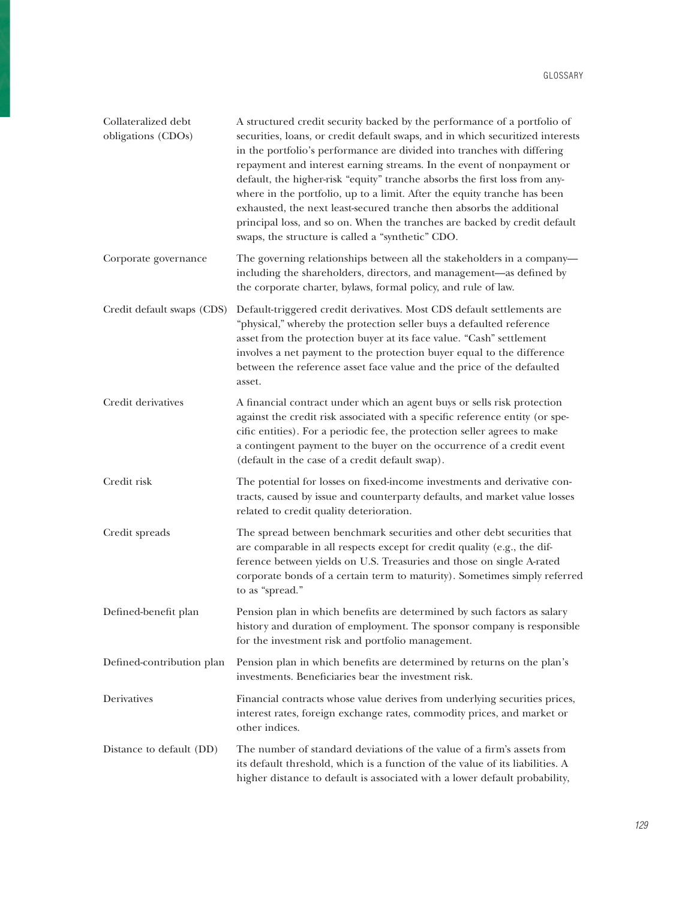| | |
|---|---|
| Collateralized debt obligations (CDOs) | A structured credit security backed by the performance of a portfolio of securities, loans, or credit default swaps, and in which securitized interests in the portfolio's performance are divided into tranches with differing repayment and interest earning streams. In the event of nonpayment or default, the higher-risk "equity" tranche absorbs the first loss from anywhere in the portfolio, up to a limit. After the equity tranche has been exhausted, the next least-secured tranche then absorbs the additional principal loss, and so on. When the tranches are backed by credit default swaps, the structure is called a "synthetic" CDO. |
| Corporate governance | The governing relationships between all the stakeholders in a company—including the shareholders, directors, and management—as defined by the corporate charter, bylaws, formal policy, and rule of law. |
| Credit default swaps (CDS) | Default-triggered credit derivatives. Most CDS default settlements are "physical," whereby the protection seller buys a defaulted reference asset from the protection buyer at its face value. "Cash" settlement involves a net payment to the protection buyer equal to the difference between the reference asset face value and the price of the defaulted asset. |
| Credit derivatives | A financial contract under which an agent buys or sells risk protection against the credit risk associated with a specific reference entity (or specific entities). For a periodic fee, the protection seller agrees to make a contingent payment to the buyer on the occurrence of a credit event (default in the case of a credit default swap). |
| Credit risk | The potential for losses on fixed-income investments and derivative contracts, caused by issue and counterparty defaults, and market value losses related to credit quality deterioration. |
| Credit spreads | The spread between benchmark securities and other debt securities that are comparable in all respects except for credit quality (e.g., the difference between yields on U.S. Treasuries and those on single A-rated corporate bonds of a certain term to maturity). Sometimes simply referred to as "spread." |
| Defined-benefit plan | Pension plan in which benefits are determined by such factors as salary history and duration of employment. The sponsor company is responsible for the investment risk and portfolio management. |
| Defined-contribution plan | Pension plan in which benefits are determined by returns on the plan's investments. Beneficiaries bear the investment risk. |
| Derivatives | Financial contracts whose value derives from underlying securities prices, interest rates, foreign exchange rates, commodity prices, and market or other indices. |
| Distance to default (DD) | The number of standard deviations of the value of a firm's assets from its default threshold, which is a function of the value of its liabilities. A higher distance to default is associated with a lower default probability, |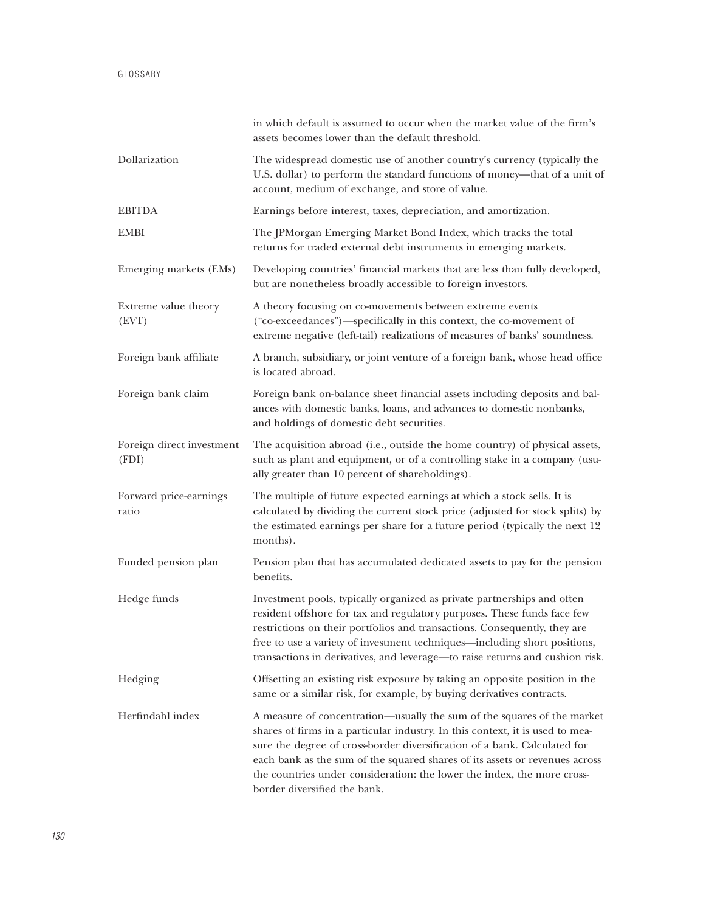| | |
|---|---|
| | in which default is assumed to occur when the market value of the firm's assets becomes lower than the default threshold. |
| Dollarization | The widespread domestic use of another country's currency (typically the U.S. dollar) to perform the standard functions of money—that of a unit of account, medium of exchange, and store of value. |
| EBITDA | Earnings before interest, taxes, depreciation, and amortization. |
| EMBI | The JPMorgan Emerging Market Bond Index, which tracks the total returns for traded external debt instruments in emerging markets. |
| Emerging markets (EMs) | Developing countries' financial markets that are less than fully developed, but are nonetheless broadly accessible to foreign investors. |
| Extreme value theory (EVT) | A theory focusing on co-movements between extreme events ("co-exceedances")—specifically in this context, the co-movement of extreme negative (left-tail) realizations of measures of banks' soundness. |
| Foreign bank affiliate | A branch, subsidiary, or joint venture of a foreign bank, whose head office is located abroad. |
| Foreign bank claim | Foreign bank on-balance sheet financial assets including deposits and balances with domestic banks, loans, and advances to domestic nonbanks, and holdings of domestic debt securities. |
| Foreign direct investment (FDI) | The acquisition abroad (i.e., outside the home country) of physical assets, such as plant and equipment, or of a controlling stake in a company (usually greater than 10 percent of shareholdings). |
| Forward price-earnings ratio | The multiple of future expected earnings at which a stock sells. It is calculated by dividing the current stock price (adjusted for stock splits) by the estimated earnings per share for a future period (typically the next 12 months). |
| Funded pension plan | Pension plan that has accumulated dedicated assets to pay for the pension benefits. |
| Hedge funds | Investment pools, typically organized as private partnerships and often resident offshore for tax and regulatory purposes. These funds face few restrictions on their portfolios and transactions. Consequently, they are free to use a variety of investment techniques—including short positions, transactions in derivatives, and leverage—to raise returns and cushion risk. |
| Hedging | Offsetting an existing risk exposure by taking an opposite position in the same or a similar risk, for example, by buying derivatives contracts. |
| Herfindahl index | A measure of concentration—usually the sum of the squares of the market shares of firms in a particular industry. In this context, it is used to measure the degree of cross-border diversification of a bank. Calculated for each bank as the sum of the squared shares of its assets or revenues across the countries under consideration: the lower the index, the more cross-border diversified the bank. |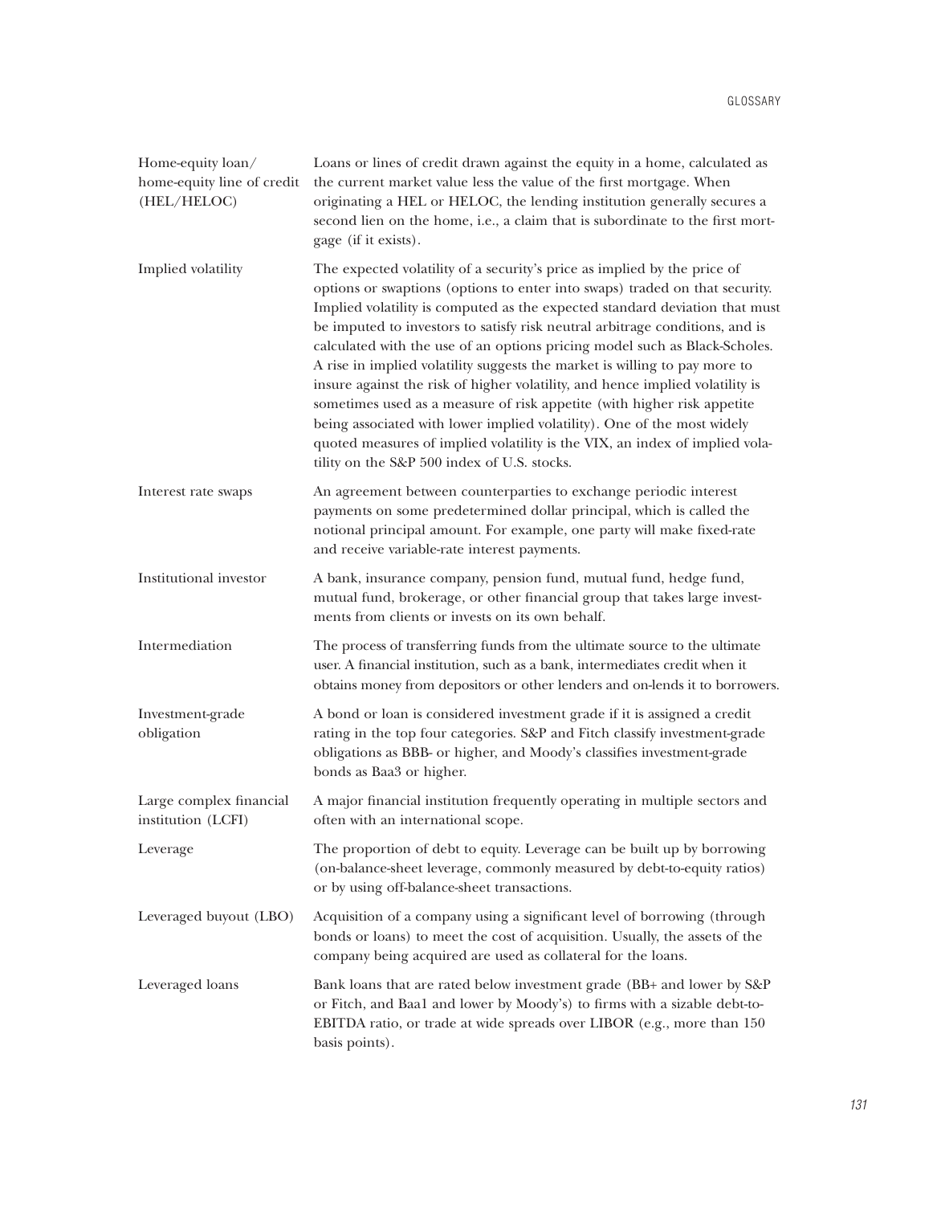| | |
|---|---|
| Home-equity loan/ home-equity line of credit (HEL/HELOC) | Loans or lines of credit drawn against the equity in a home, calculated as the current market value less the value of the first mortgage. When originating a HEL or HELOC, the lending institution generally secures a second lien on the home, i.e., a claim that is subordinate to the first mortgage (if it exists). |
| Implied volatility | The expected volatility of a security's price as implied by the price of options or swaptions (options to enter into swaps) traded on that security. Implied volatility is computed as the expected standard deviation that must be imputed to investors to satisfy risk neutral arbitrage conditions, and is calculated with the use of an options pricing model such as Black-Scholes. A rise in implied volatility suggests the market is willing to pay more to insure against the risk of higher volatility, and hence implied volatility is sometimes used as a measure of risk appetite (with higher risk appetite being associated with lower implied volatility). One of the most widely quoted measures of implied volatility is the VIX, an index of implied volatility on the S&P 500 index of U.S. stocks. |
| Interest rate swaps | An agreement between counterparties to exchange periodic interest payments on some predetermined dollar principal, which is called the notional principal amount. For example, one party will make fixed-rate and receive variable-rate interest payments. |
| Institutional investor | A bank, insurance company, pension fund, mutual fund, hedge fund, mutual fund, brokerage, or other financial group that takes large investments from clients or invests on its own behalf. |
| Intermediation | The process of transferring funds from the ultimate source to the ultimate user. A financial institution, such as a bank, intermediates credit when it obtains money from depositors or other lenders and on-lends it to borrowers. |
| Investment-grade obligation | A bond or loan is considered investment grade if it is assigned a credit rating in the top four categories. S&P and Fitch classify investment-grade obligations as BBB- or higher, and Moody's classifies investment-grade bonds as Baa3 or higher. |
| Large complex financial institution (LCFI) | A major financial institution frequently operating in multiple sectors and often with an international scope. |
| Leverage | The proportion of debt to equity. Leverage can be built up by borrowing (on-balance-sheet leverage, commonly measured by debt-to-equity ratios) or by using off-balance-sheet transactions. |
| Leveraged buyout (LBO) | Acquisition of a company using a significant level of borrowing (through bonds or loans) to meet the cost of acquisition. Usually, the assets of the company being acquired are used as collateral for the loans. |
| Leveraged loans | Bank loans that are rated below investment grade (BB+ and lower by S&P or Fitch, and Baa1 and lower by Moody's) to firms with a sizable debt-to-EBITDA ratio, or trade at wide spreads over LIBOR (e.g., more than 150 basis points). |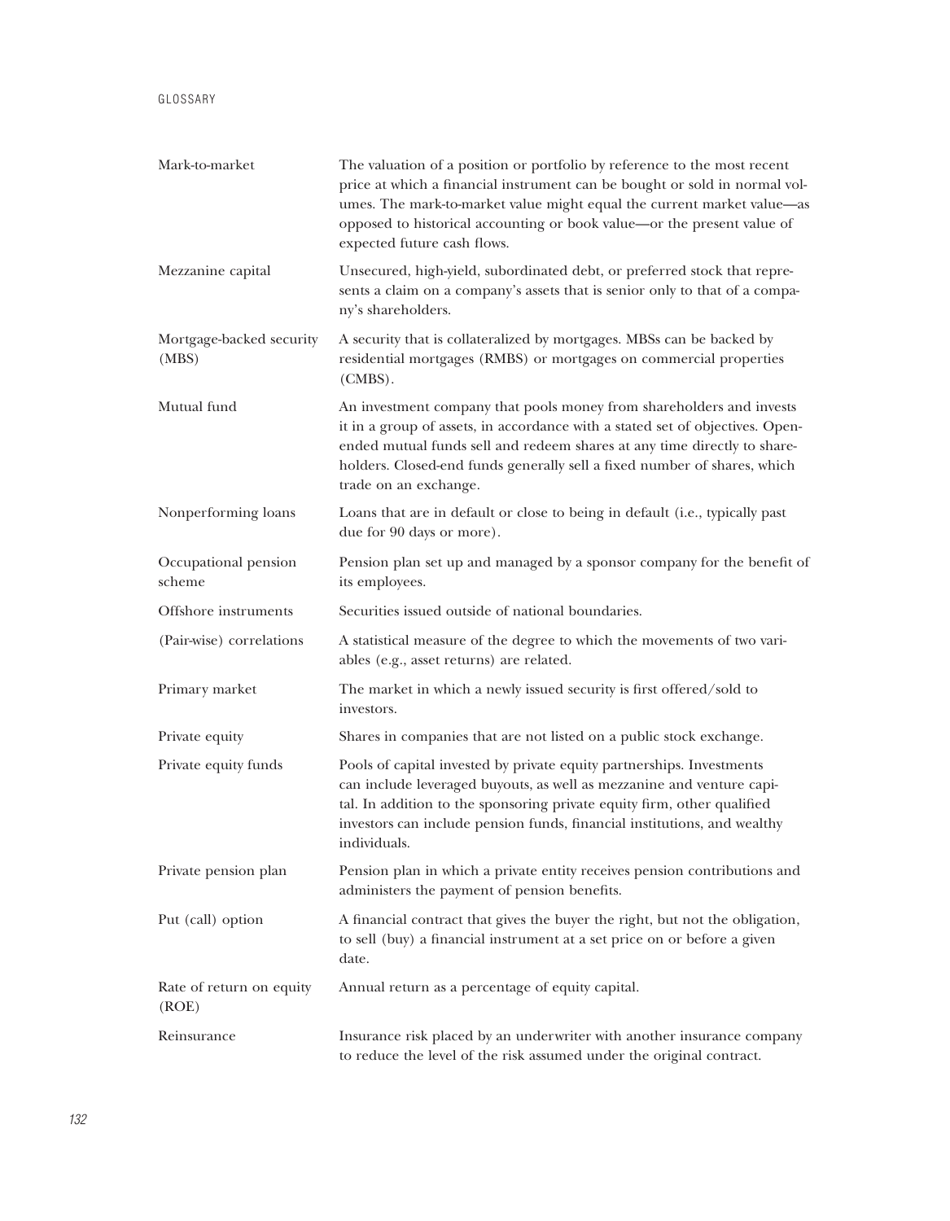| | |
|---|---|
| Mark-to-market | The valuation of a position or portfolio by reference to the most recent price at which a financial instrument can be bought or sold in normal volumes. The mark-to-market value might equal the current market value—as opposed to historical accounting or book value—or the present value of expected future cash flows. |
| Mezzanine capital | Unsecured, high-yield, subordinated debt, or preferred stock that represents a claim on a company's assets that is senior only to that of a company's shareholders. |
| Mortgage-backed security (MBS) | A security that is collateralized by mortgages. MBSs can be backed by residential mortgages (RMBS) or mortgages on commercial properties (CMBS). |
| Mutual fund | An investment company that pools money from shareholders and invests it in a group of assets, in accordance with a stated set of objectives. Open-ended mutual funds sell and redeem shares at any time directly to shareholders. Closed-end funds generally sell a fixed number of shares, which trade on an exchange. |
| Nonperforming loans | Loans that are in default or close to being in default (i.e., typically past due for 90 days or more). |
| Occupational pension scheme | Pension plan set up and managed by a sponsor company for the benefit of its employees. |
| Offshore instruments | Securities issued outside of national boundaries. |
| (Pair-wise) correlations | A statistical measure of the degree to which the movements of two variables (e.g., asset returns) are related. |
| Primary market | The market in which a newly issued security is first offered/sold to investors. |
| Private equity | Shares in companies that are not listed on a public stock exchange. |
| Private equity funds | Pools of capital invested by private equity partnerships. Investments can include leveraged buyouts, as well as mezzanine and venture capital. In addition to the sponsoring private equity firm, other qualified investors can include pension funds, financial institutions, and wealthy individuals. |
| Private pension plan | Pension plan in which a private entity receives pension contributions and administers the payment of pension benefits. |
| Put (call) option | A financial contract that gives the buyer the right, but not the obligation, to sell (buy) a financial instrument at a set price on or before a given date. |
| Rate of return on equity (ROE) | Annual return as a percentage of equity capital. |
| Reinsurance | Insurance risk placed by an underwriter with another insurance company to reduce the level of the risk assumed under the original contract. |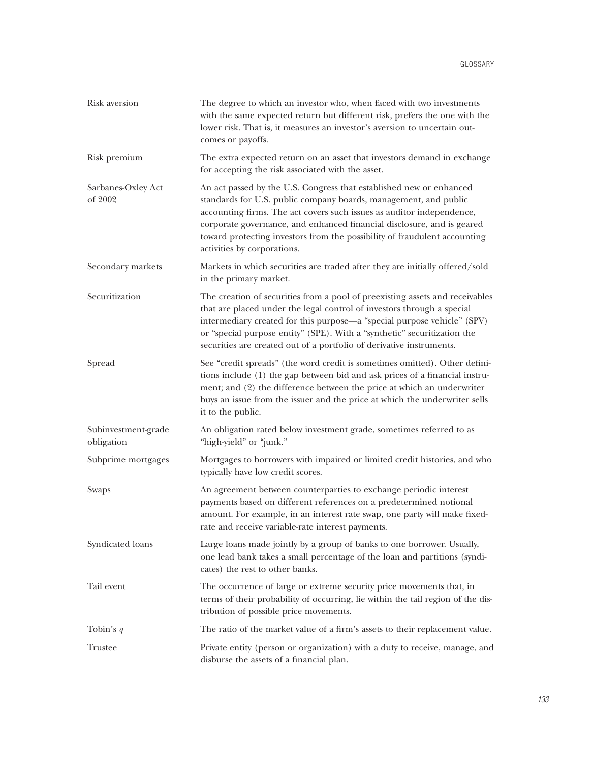| | |
|---|---|
| Risk aversion | The degree to which an investor who, when faced with two investments with the same expected return but different risk, prefers the one with the lower risk. That is, it measures an investor's aversion to uncertain outcomes or payoffs. |
| Risk premium | The extra expected return on an asset that investors demand in exchange for accepting the risk associated with the asset. |
| Sarbanes-Oxley Act of 2002 | An act passed by the U.S. Congress that established new or enhanced standards for U.S. public company boards, management, and public accounting firms. The act covers such issues as auditor independence, corporate governance, and enhanced financial disclosure, and is geared toward protecting investors from the possibility of fraudulent accounting activities by corporations. |
| Secondary markets | Markets in which securities are traded after they are initially offered/sold in the primary market. |
| Securitization | The creation of securities from a pool of preexisting assets and receivables that are placed under the legal control of investors through a special intermediary created for this purpose—a "special purpose vehicle" (SPV) or "special purpose entity" (SPE). With a "synthetic" securitization the securities are created out of a portfolio of derivative instruments. |
| Spread | See "credit spreads" (the word credit is sometimes omitted). Other definitions include (1) the gap between bid and ask prices of a financial instrument; and (2) the difference between the price at which an underwriter buys an issue from the issuer and the price at which the underwriter sells it to the public. |
| Subinvestment-grade obligation | An obligation rated below investment grade, sometimes referred to as "high-yield" or "junk." |
| Subprime mortgages | Mortgages to borrowers with impaired or limited credit histories, and who typically have low credit scores. |
| Swaps | An agreement between counterparties to exchange periodic interest payments based on different references on a predetermined notional amount. For example, in an interest rate swap, one party will make fixed-rate and receive variable-rate interest payments. |
| Syndicated loans | Large loans made jointly by a group of banks to one borrower. Usually, one lead bank takes a small percentage of the loan and partitions (syndicates) the rest to other banks. |
| Tail event | The occurrence of large or extreme security price movements that, in terms of their probability of occurring, lie within the tail region of the distribution of possible price movements. |
| Tobin's $q$ | The ratio of the market value of a firm's assets to their replacement value. |
| Trustee | Private entity (person or organization) with a duty to receive, manage, and disburse the assets of a financial plan. |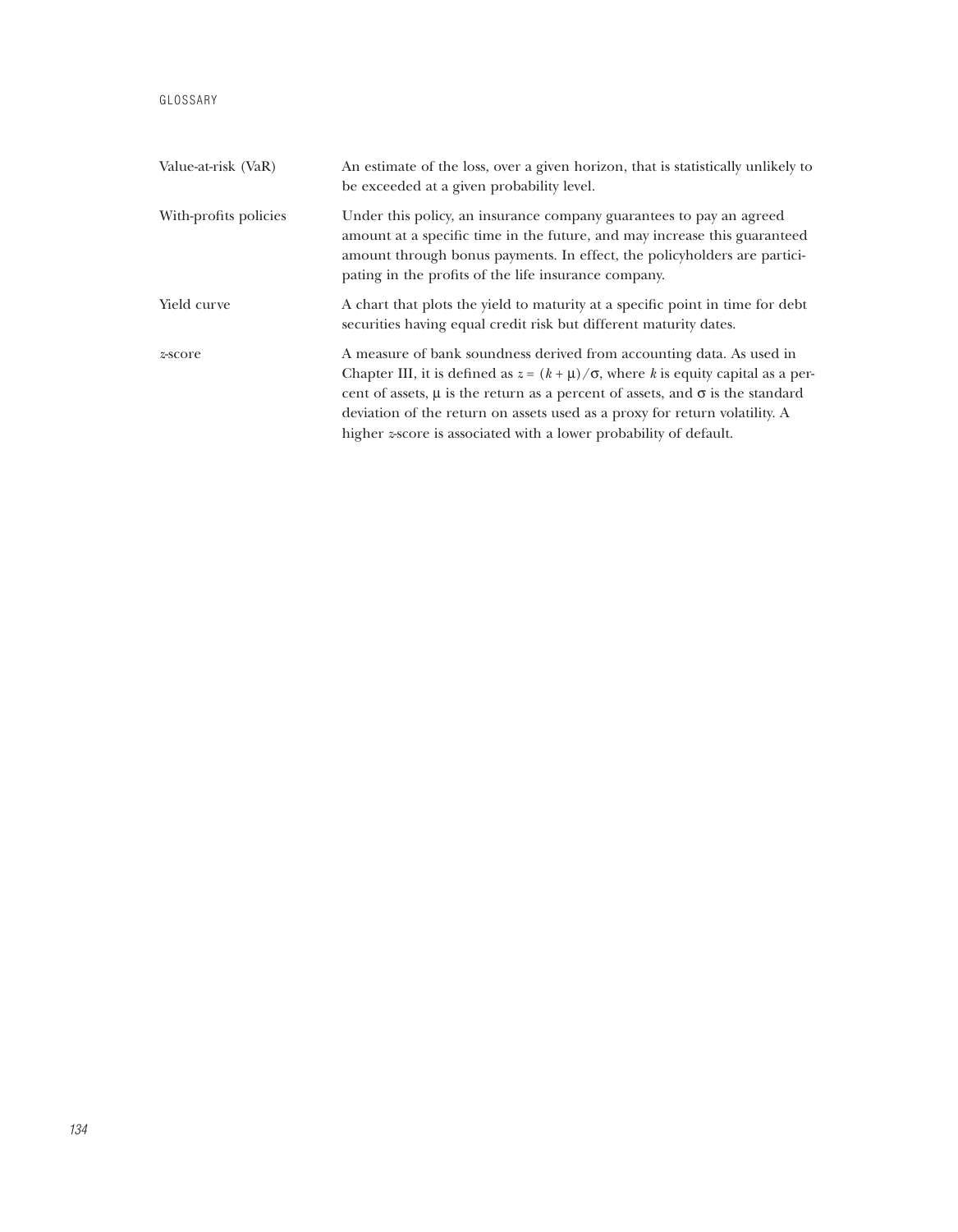| | |
|---|---|
| Value-at-risk (VaR) | An estimate of the loss, over a given horizon, that is statistically unlikely to be exceeded at a given probability level. |
| With-profits policies | Under this policy, an insurance company guarantees to pay an agreed amount at a specific time in the future, and may increase this guaranteed amount through bonus payments. In effect, the policyholders are participating in the profits of the life insurance company. |
| Yield curve | A chart that plots the yield to maturity at a specific point in time for debt securities having equal credit risk but different maturity dates. |
| *z*-score | A measure of bank soundness derived from accounting data. As used in Chapter III, it is defined as $z = (k + \mu)/\sigma$, where $k$ is equity capital as a percent of assets, $\mu$ is the return as a percent of assets, and $\sigma$ is the standard deviation of the return on assets used as a proxy for return volatility. A higher *z*-score is associated with a lower probability of default. |